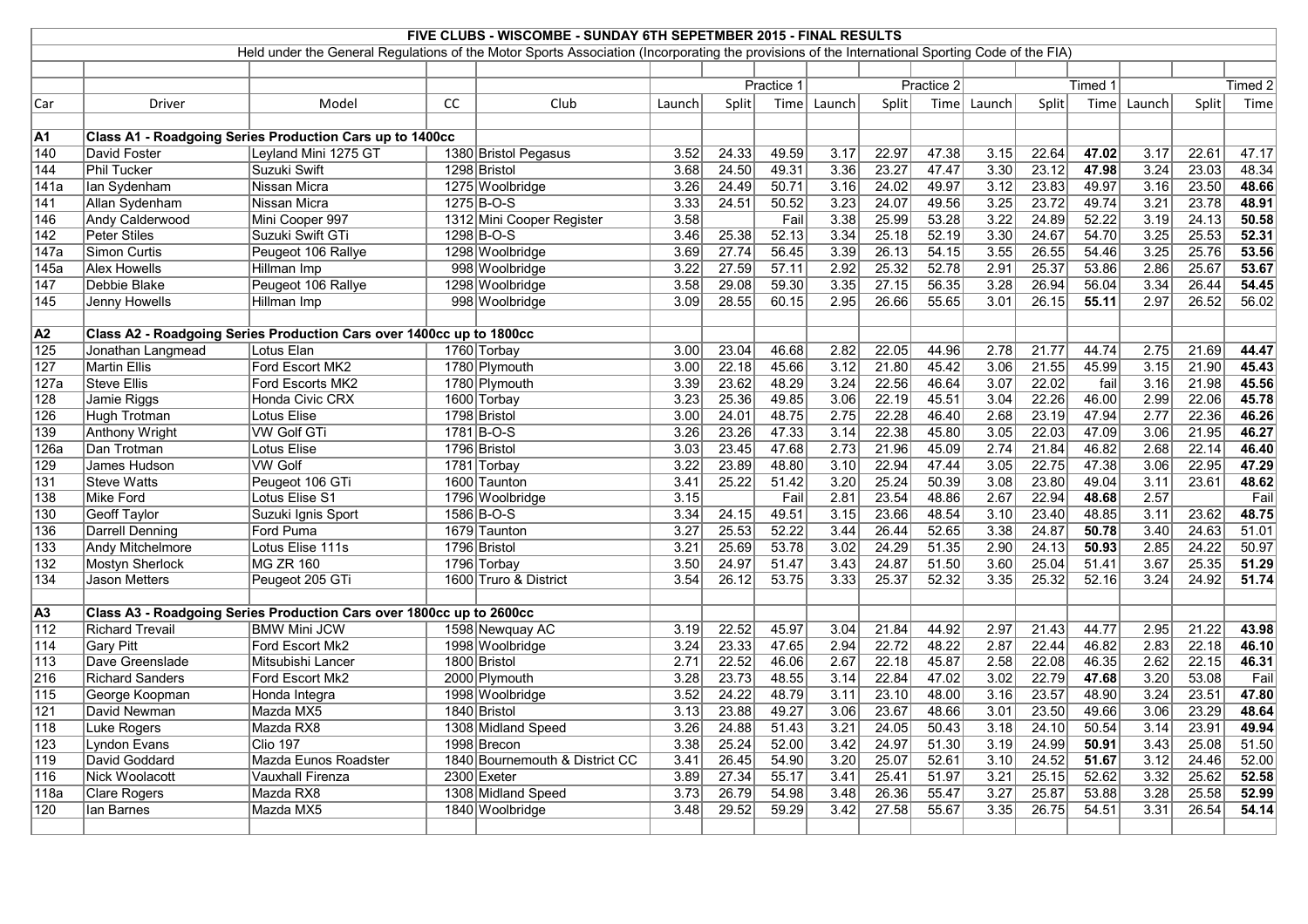# FIVE CLUBS - WISCOMBE - SUNDAY 6TH SEPETMBER 2015 - FINAL RESULTS

Held under the General Regulations of the Motor Sports Association (Incorporating the provisions of the International Sporting Code of the FIA)

| | | | | | | Practice 1 | | | Practice 2 | | | Timed 1 | | | Timed 2 | |
|---|---|---|---|---|---|---|---|---|---|---|---|---|---|---|---|---|
| Car | Driver | Model | CC | Club | Launch | Split | Time | Launch | Split | Time | Launch | Split | Time | Launch | Split | Time |
| **A1** | **Class A1 - Roadgoing Series Production Cars up to 1400cc** | | | | | | | | | | | | | | | |
| 140 | David Foster | Leyland Mini 1275 GT | 1380 | Bristol Pegasus | 3.52 | 24.33 | 49.59 | 3.17 | 22.97 | 47.38 | 3.15 | 22.64 | **47.02** | 3.17 | 22.61 | 47.17 |
| 144 | Phil Tucker | Suzuki Swift | 1298 | Bristol | 3.68 | 24.50 | 49.31 | 3.36 | 23.27 | 47.47 | 3.30 | 23.12 | **47.98** | 3.24 | 23.03 | 48.34 |
| 141a | Ian Sydenham | Nissan Micra | 1275 | Woolbridge | 3.26 | 24.49 | 50.71 | 3.16 | 24.02 | 49.97 | 3.12 | 23.83 | 49.97 | 3.16 | 23.50 | **48.66** |
| 141 | Allan Sydenham | Nissan Micra | 1275 | B-O-S | 3.33 | 24.51 | 50.52 | 3.23 | 24.07 | 49.56 | 3.25 | 23.72 | 49.74 | 3.21 | 23.78 | **48.91** |
| 146 | Andy Calderwood | Mini Cooper 997 | 1312 | Mini Cooper Register | 3.58 | | Fail | 3.38 | 25.99 | 53.28 | 3.22 | 24.89 | 52.22 | 3.19 | 24.13 | **50.58** |
| 142 | Peter Stiles | Suzuki Swift GTi | 1298 | B-O-S | 3.46 | 25.38 | 52.13 | 3.34 | 25.18 | 52.19 | 3.30 | 24.67 | 54.70 | 3.25 | 25.53 | **52.31** |
| 147a | Simon Curtis | Peugeot 106 Rallye | 1298 | Woolbridge | 3.69 | 27.74 | 56.45 | 3.39 | 26.13 | 54.15 | 3.55 | 26.55 | 54.46 | 3.25 | 25.76 | **53.56** |
| 145a | Alex Howells | Hillman Imp | 998 | Woolbridge | 3.22 | 27.59 | 57.11 | 2.92 | 25.32 | 52.78 | 2.91 | 25.37 | 53.86 | 2.86 | 25.67 | **53.67** |
| 147 | Debbie Blake | Peugeot 106 Rallye | 1298 | Woolbridge | 3.58 | 29.08 | 59.30 | 3.35 | 27.15 | 56.35 | 3.28 | 26.94 | 56.04 | 3.34 | 26.44 | **54.45** |
| 145 | Jenny Howells | Hillman Imp | 998 | Woolbridge | 3.09 | 28.55 | 60.15 | 2.95 | 26.66 | 55.65 | 3.01 | 26.15 | **55.11** | 2.97 | 26.52 | 56.02 |
| **A2** | **Class A2 - Roadgoing Series Production Cars over 1400cc up to 1800cc** | | | | | | | | | | | | | | | |
| 125 | Jonathan Langmead | Lotus Elan | 1760 | Torbay | 3.00 | 23.04 | 46.68 | 2.82 | 22.05 | 44.96 | 2.78 | 21.77 | 44.74 | 2.75 | 21.69 | **44.47** |
| 127 | Martin Ellis | Ford Escort MK2 | 1780 | Plymouth | 3.00 | 22.18 | 45.66 | 3.12 | 21.80 | 45.42 | 3.06 | 21.55 | 45.99 | 3.15 | 21.90 | **45.43** |
| 127a | Steve Ellis | Ford Escorts MK2 | 1780 | Plymouth | 3.39 | 23.62 | 48.29 | 3.24 | 22.56 | 46.64 | 3.07 | 22.02 | fail | 3.16 | 21.98 | **45.56** |
| 128 | Jamie Riggs | Honda Civic CRX | 1600 | Torbay | 3.23 | 25.36 | 49.85 | 3.06 | 22.19 | 45.51 | 3.04 | 22.26 | 46.00 | 2.99 | 22.06 | **45.78** |
| 126 | Hugh Trotman | Lotus Elise | 1798 | Bristol | 3.00 | 24.01 | 48.75 | 2.75 | 22.28 | 46.40 | 2.68 | 23.19 | 47.94 | 2.77 | 22.36 | **46.26** |
| 139 | Anthony Wright | VW Golf GTi | 1781 | B-O-S | 3.26 | 23.26 | 47.33 | 3.14 | 22.38 | 45.80 | 3.05 | 22.03 | 47.09 | 3.06 | 21.95 | **46.27** |
| 126a | Dan Trotman | Lotus Elise | 1796 | Bristol | 3.03 | 23.45 | 47.68 | 2.73 | 21.96 | 45.09 | 2.74 | 21.84 | 46.82 | 2.68 | 22.14 | **46.40** |
| 129 | James Hudson | VW Golf | 1781 | Torbay | 3.22 | 23.89 | 48.80 | 3.10 | 22.94 | 47.44 | 3.05 | 22.75 | 47.38 | 3.06 | 22.95 | **47.29** |
| 131 | Steve Watts | Peugeot 106 GTi | 1600 | Taunton | 3.41 | 25.22 | 51.42 | 3.20 | 25.24 | 50.39 | 3.08 | 23.80 | 49.04 | 3.11 | 23.61 | **48.62** |
| 138 | Mike Ford | Lotus Elise S1 | 1796 | Woolbridge | 3.15 | | Fail | 2.81 | 23.54 | 48.86 | 2.67 | 22.94 | **48.68** | 2.57 | | Fail |
| 130 | Geoff Taylor | Suzuki Ignis Sport | 1586 | B-O-S | 3.34 | 24.15 | 49.51 | 3.15 | 23.66 | 48.54 | 3.10 | 23.40 | 48.85 | 3.11 | 23.62 | **48.75** |
| 136 | Darrell Denning | Ford Puma | 1679 | Taunton | 3.27 | 25.53 | 52.22 | 3.44 | 26.44 | 52.65 | 3.38 | 24.87 | **50.78** | 3.40 | 24.63 | 51.01 |
| 133 | Andy Mitchelmore | Lotus Elise 111s | 1796 | Bristol | 3.21 | 25.69 | 53.78 | 3.02 | 24.29 | 51.35 | 2.90 | 24.13 | **50.93** | 2.85 | 24.22 | 50.97 |
| 132 | Mostyn Sherlock | MG ZR 160 | 1796 | Torbay | 3.50 | 24.97 | 51.47 | 3.43 | 24.87 | 51.50 | 3.60 | 25.04 | 51.41 | 3.67 | 25.35 | **51.29** |
| 134 | Jason Metters | Peugeot 205 GTi | 1600 | Truro & District | 3.54 | 26.12 | 53.75 | 3.33 | 25.37 | 52.32 | 3.35 | 25.32 | 52.16 | 3.24 | 24.92 | **51.74** |
| **A3** | **Class A3 - Roadgoing Series Production Cars over 1800cc up to 2600cc** | | | | | | | | | | | | | | | |
| 112 | Richard Trevail | BMW Mini JCW | 1598 | Newquay AC | 3.19 | 22.52 | 45.97 | 3.04 | 21.84 | 44.92 | 2.97 | 21.43 | 44.77 | 2.95 | 21.22 | **43.98** |
| 114 | Gary Pitt | Ford Escort Mk2 | 1998 | Woolbridge | 3.24 | 23.33 | 47.65 | 2.94 | 22.72 | 48.22 | 2.87 | 22.44 | 46.82 | 2.83 | 22.18 | **46.10** |
| 113 | Dave Greenslade | Mitsubishi Lancer | 1800 | Bristol | 2.71 | 22.52 | 46.06 | 2.67 | 22.18 | 45.87 | 2.58 | 22.08 | 46.35 | 2.62 | 22.15 | **46.31** |
| 216 | Richard Sanders | Ford Escort Mk2 | 2000 | Plymouth | 3.28 | 23.73 | 48.55 | 3.14 | 22.84 | 47.02 | 3.02 | 22.79 | **47.68** | 3.20 | 53.08 | Fail |
| 115 | George Koopman | Honda Integra | 1998 | Woolbridge | 3.52 | 24.22 | 48.79 | 3.11 | 23.10 | 48.00 | 3.16 | 23.57 | 48.90 | 3.24 | 23.51 | **47.80** |
| 121 | David Newman | Mazda MX5 | 1840 | Bristol | 3.13 | 23.88 | 49.27 | 3.06 | 23.67 | 48.66 | 3.01 | 23.50 | 49.66 | 3.06 | 23.29 | **48.64** |
| 118 | Luke Rogers | Mazda RX8 | 1308 | Midland Speed | 3.26 | 24.88 | 51.43 | 3.21 | 24.05 | 50.43 | 3.18 | 24.10 | 50.54 | 3.14 | 23.91 | **49.94** |
| 123 | Lyndon Evans | Clio 197 | 1998 | Brecon | 3.38 | 25.24 | 52.00 | 3.42 | 24.97 | 51.30 | 3.19 | 24.99 | **50.91** | 3.43 | 25.08 | 51.50 |
| 119 | David Goddard | Mazda Eunos Roadster | 1840 | Bournemouth & District CC | 3.41 | 26.45 | 54.90 | 3.20 | 25.07 | 52.61 | 3.10 | 24.52 | **51.67** | 3.12 | 24.46 | 52.00 |
| 116 | Nick Woolacott | Vauxhall Firenza | 2300 | Exeter | 3.89 | 27.34 | 55.17 | 3.41 | 25.41 | 51.97 | 3.21 | 25.15 | 52.62 | 3.32 | 25.62 | **52.58** |
| 118a | Clare Rogers | Mazda RX8 | 1308 | Midland Speed | 3.73 | 26.79 | 54.98 | 3.48 | 26.36 | 55.47 | 3.27 | 25.87 | 53.88 | 3.28 | 25.58 | **52.99** |
| 120 | Ian Barnes | Mazda MX5 | 1840 | Woolbridge | 3.48 | 29.52 | 59.29 | 3.42 | 27.58 | 55.67 | 3.35 | 26.75 | 54.51 | 3.31 | 26.54 | **54.14** |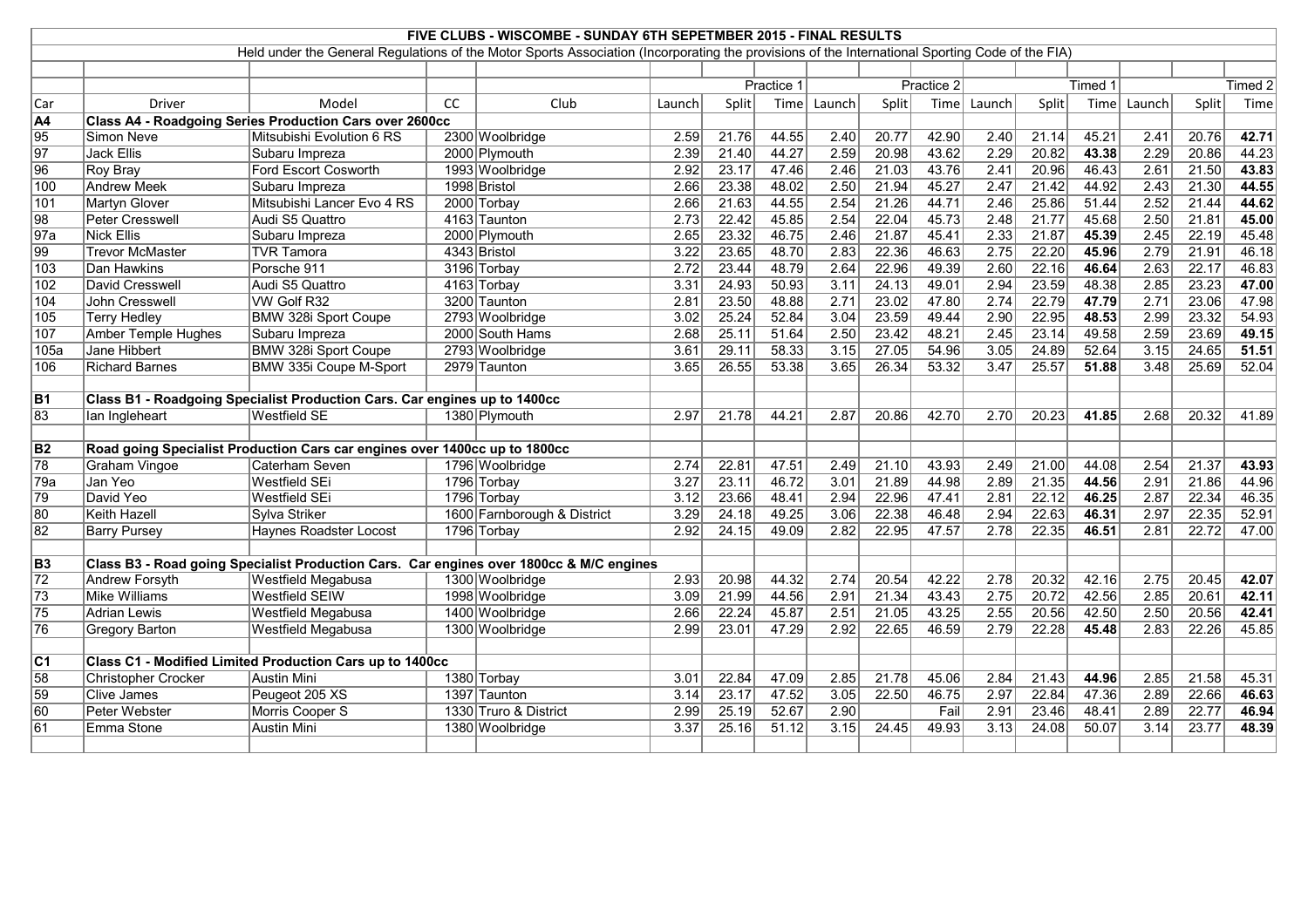# FIVE CLUBS - WISCOMBE - SUNDAY 6TH SEPETMBER 2015 - FINAL RESULTS

Held under the General Regulations of the Motor Sports Association (Incorporating the provisions of the International Sporting Code of the FIA)

| | | | | | | | Practice 1 | | | Practice 2 | | | Timed 1 | | | Timed 2 |
|---|---|---|---|---|---|---|---|---|---|---|---|---|---|---|---|---|
| Car | Driver | Model | CC | Club | Launch | Split | Time | Launch | Split | Time | Launch | Split | Time | Launch | Split | Time |
| **A4** | **Class A4 - Roadgoing Series Production Cars over 2600cc** | | | | | | | | | | | | | | | |
| 95 | Simon Neve | Mitsubishi Evolution 6 RS | 2300 | Woolbridge | 2.59 | 21.76 | 44.55 | 2.40 | 20.77 | 42.90 | 2.40 | 21.14 | 45.21 | 2.41 | 20.76 | **42.71** |
| 97 | Jack Ellis | Subaru Impreza | 2000 | Plymouth | 2.39 | 21.40 | 44.27 | 2.59 | 20.98 | 43.62 | 2.29 | 20.82 | **43.38** | 2.29 | 20.86 | 44.23 |
| 96 | Roy Bray | Ford Escort Cosworth | 1993 | Woolbridge | 2.92 | 23.17 | 47.46 | 2.46 | 21.03 | 43.76 | 2.41 | 20.96 | 46.43 | 2.61 | 21.50 | **43.83** |
| 100 | Andrew Meek | Subaru Impreza | 1998 | Bristol | 2.66 | 23.38 | 48.02 | 2.50 | 21.94 | 45.27 | 2.47 | 21.42 | 44.92 | 2.43 | 21.30 | **44.55** |
| 101 | Martyn Glover | Mitsubishi Lancer Evo 4 RS | 2000 | Torbay | 2.66 | 21.63 | 44.55 | 2.54 | 21.26 | 44.71 | 2.46 | 25.86 | 51.44 | 2.52 | 21.44 | **44.62** |
| 98 | Peter Cresswell | Audi S5 Quattro | 4163 | Taunton | 2.73 | 22.42 | 45.85 | 2.54 | 22.04 | 45.73 | 2.48 | 21.77 | 45.68 | 2.50 | 21.81 | **45.00** |
| 97a | Nick Ellis | Subaru Impreza | 2000 | Plymouth | 2.65 | 23.32 | 46.75 | 2.46 | 21.87 | 45.41 | 2.33 | 21.87 | **45.39** | 2.45 | 22.19 | 45.48 |
| 99 | Trevor McMaster | TVR Tamora | 4343 | Bristol | 3.22 | 23.65 | 48.70 | 2.83 | 22.36 | 46.63 | 2.75 | 22.20 | **45.96** | 2.79 | 21.91 | 46.18 |
| 103 | Dan Hawkins | Porsche 911 | 3196 | Torbay | 2.72 | 23.44 | 48.79 | 2.64 | 22.96 | 49.39 | 2.60 | 22.16 | **46.64** | 2.63 | 22.17 | 46.83 |
| 102 | David Cresswell | Audi S5 Quattro | 4163 | Torbay | 3.31 | 24.93 | 50.93 | 3.11 | 24.13 | 49.01 | 2.94 | 23.59 | 48.38 | 2.85 | 23.23 | **47.00** |
| 104 | John Cresswell | VW Golf R32 | 3200 | Taunton | 2.81 | 23.50 | 48.88 | 2.71 | 23.02 | 47.80 | 2.74 | 22.79 | **47.79** | 2.71 | 23.06 | 47.98 |
| 105 | Terry Hedley | BMW 328i Sport Coupe | 2793 | Woolbridge | 3.02 | 25.24 | 52.84 | 3.04 | 23.59 | 49.44 | 2.90 | 22.95 | **48.53** | 2.99 | 23.32 | 54.93 |
| 107 | Amber Temple Hughes | Subaru Impreza | 2000 | South Hams | 2.68 | 25.11 | 51.64 | 2.50 | 23.42 | 48.21 | 2.45 | 23.14 | 49.58 | 2.59 | 23.69 | **49.15** |
| 105a | Jane Hibbert | BMW 328i Sport Coupe | 2793 | Woolbridge | 3.61 | 29.11 | 58.33 | 3.15 | 27.05 | 54.96 | 3.05 | 24.89 | 52.64 | 3.15 | 24.65 | **51.51** |
| 106 | Richard Barnes | BMW 335i Coupe M-Sport | 2979 | Taunton | 3.65 | 26.55 | 53.38 | 3.65 | 26.34 | 53.32 | 3.47 | 25.57 | **51.88** | 3.48 | 25.69 | 52.04 |
| | | | | | | | | | | | | | | | | |
| **B1** | **Class B1 - Roadgoing Specialist Production Cars. Car engines up to 1400cc** | | | | | | | | | | | | | | | |
| 83 | Ian Ingleheart | Westfield SE | 1380 | Plymouth | 2.97 | 21.78 | 44.21 | 2.87 | 20.86 | 42.70 | 2.70 | 20.23 | **41.85** | 2.68 | 20.32 | 41.89 |
| | | | | | | | | | | | | | | | | |
| **B2** | **Road going Specialist Production Cars car engines over 1400cc up to 1800cc** | | | | | | | | | | | | | | | |
| 78 | Graham Vingoe | Caterham Seven | 1796 | Woolbridge | 2.74 | 22.81 | 47.51 | 2.49 | 21.10 | 43.93 | 2.49 | 21.00 | 44.08 | 2.54 | 21.37 | **43.93** |
| 79a | Jan Yeo | Westfield SEi | 1796 | Torbay | 3.27 | 23.11 | 46.72 | 3.01 | 21.89 | 44.98 | 2.89 | 21.35 | **44.56** | 2.91 | 21.86 | 44.96 |
| 79 | David Yeo | Westfield SEi | 1796 | Torbay | 3.12 | 23.66 | 48.41 | 2.94 | 22.96 | 47.41 | 2.81 | 22.12 | **46.25** | 2.87 | 22.34 | 46.35 |
| 80 | Keith Hazell | Sylva Striker | 1600 | Farnborough & District | 3.29 | 24.18 | 49.25 | 3.06 | 22.38 | 46.48 | 2.94 | 22.63 | **46.31** | 2.97 | 22.35 | 52.91 |
| 82 | Barry Pursey | Haynes Roadster Locost | 1796 | Torbay | 2.92 | 24.15 | 49.09 | 2.82 | 22.95 | 47.57 | 2.78 | 22.35 | **46.51** | 2.81 | 22.72 | 47.00 |
| | | | | | | | | | | | | | | | | |
| **B3** | **Class B3 - Road going Specialist Production Cars. Car engines over 1800cc & M/C engines** | | | | | | | | | | | | | | | |
| 72 | Andrew Forsyth | Westfield Megabusa | 1300 | Woolbridge | 2.93 | 20.98 | 44.32 | 2.74 | 20.54 | 42.22 | 2.78 | 20.32 | 42.16 | 2.75 | 20.45 | **42.07** |
| 73 | Mike Williams | Westfield SEIW | 1998 | Woolbridge | 3.09 | 21.99 | 44.56 | 2.91 | 21.34 | 43.43 | 2.75 | 20.72 | 42.56 | 2.85 | 20.61 | **42.11** |
| 75 | Adrian Lewis | Westfield Megabusa | 1400 | Woolbridge | 2.66 | 22.24 | 45.87 | 2.51 | 21.05 | 43.25 | 2.55 | 20.56 | 42.50 | 2.50 | 20.56 | **42.41** |
| 76 | Gregory Barton | Westfield Megabusa | 1300 | Woolbridge | 2.99 | 23.01 | 47.29 | 2.92 | 22.65 | 46.59 | 2.79 | 22.28 | **45.48** | 2.83 | 22.26 | 45.85 |
| | | | | | | | | | | | | | | | | |
| **C1** | **Class C1 - Modified Limited Production Cars up to 1400cc** | | | | | | | | | | | | | | | |
| 58 | Christopher Crocker | Austin Mini | 1380 | Torbay | 3.01 | 22.84 | 47.09 | 2.85 | 21.78 | 45.06 | 2.84 | 21.43 | **44.96** | 2.85 | 21.58 | 45.31 |
| 59 | Clive James | Peugeot 205 XS | 1397 | Taunton | 3.14 | 23.17 | 47.52 | 3.05 | 22.50 | 46.75 | 2.97 | 22.84 | 47.36 | 2.89 | 22.66 | **46.63** |
| 60 | Peter Webster | Morris Cooper S | 1330 | Truro & District | 2.99 | 25.19 | 52.67 | 2.90 | | Fail | 2.91 | 23.46 | 48.41 | 2.89 | 22.77 | **46.94** |
| 61 | Emma Stone | Austin Mini | 1380 | Woolbridge | 3.37 | 25.16 | 51.12 | 3.15 | 24.45 | 49.93 | 3.13 | 24.08 | 50.07 | 3.14 | 23.77 | **48.39** |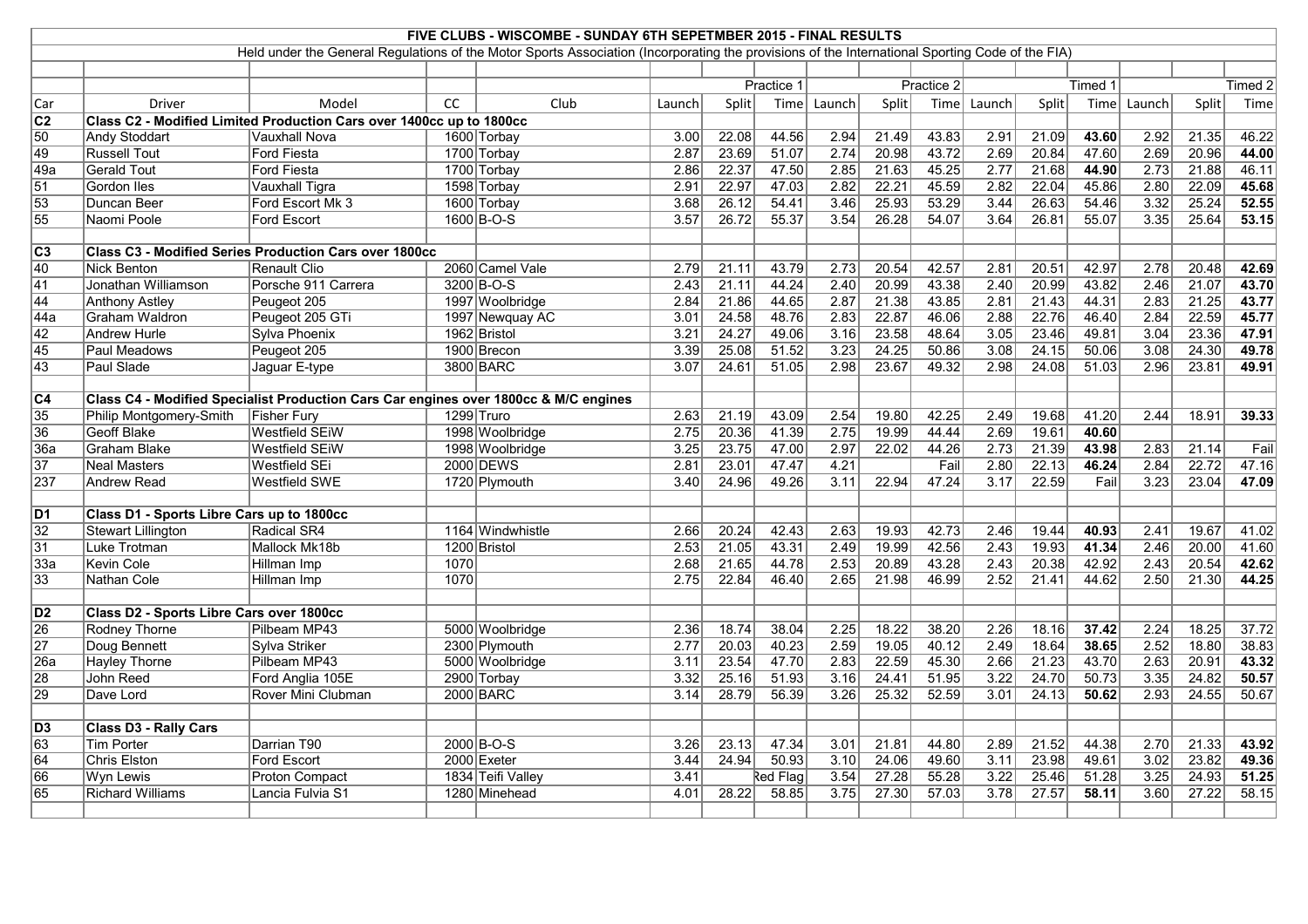# FIVE CLUBS - WISCOMBE - SUNDAY 6TH SEPETMBER 2015 - FINAL RESULTS

Held under the General Regulations of the Motor Sports Association (Incorporating the provisions of the International Sporting Code of the FIA)

| | | | | | Practice 1 | | | Practice 2 | | | Timed 1 | | | Timed 2 | | |
|---|---|---|---|---|---|---|---|---|---|---|---|---|---|---|---|---|
| Car | Driver | Model | CC | Club | Launch | Split | Time | Launch | Split | Time | Launch | Split | Time | Launch | Split | Time |
| **C2** | **Class C2 - Modified Limited Production Cars over 1400cc up to 1800cc** | | | | | | | | | | | | | | | |
| 50 | Andy Stoddart | Vauxhall Nova | 1600 | Torbay | 3.00 | 22.08 | 44.56 | 2.94 | 21.49 | 43.83 | 2.91 | 21.09 | **43.60** | 2.92 | 21.35 | 46.22 |
| 49 | Russell Tout | Ford Fiesta | 1700 | Torbay | 2.87 | 23.69 | 51.07 | 2.74 | 20.98 | 43.72 | 2.69 | 20.84 | 47.60 | 2.69 | 20.96 | **44.00** |
| 49a | Gerald Tout | Ford Fiesta | 1700 | Torbay | 2.86 | 22.37 | 47.50 | 2.85 | 21.63 | 45.25 | 2.77 | 21.68 | **44.90** | 2.73 | 21.88 | 46.11 |
| 51 | Gordon Iles | Vauxhall Tigra | 1598 | Torbay | 2.91 | 22.97 | 47.03 | 2.82 | 22.21 | 45.59 | 2.82 | 22.04 | 45.86 | 2.80 | 22.09 | **45.68** |
| 53 | Duncan Beer | Ford Escort Mk 3 | 1600 | Torbay | 3.68 | 26.12 | 54.41 | 3.46 | 25.93 | 53.29 | 3.44 | 26.63 | 54.46 | 3.32 | 25.24 | **52.55** |
| 55 | Naomi Poole | Ford Escort | 1600 | B-O-S | 3.57 | 26.72 | 55.37 | 3.54 | 26.28 | 54.07 | 3.64 | 26.81 | 55.07 | 3.35 | 25.64 | **53.15** |
| | | | | | | | | | | | | | | | | |
| **C3** | **Class C3 - Modified Series Production Cars over 1800cc** | | | | | | | | | | | | | | | |
| 40 | Nick Benton | Renault Clio | 2060 | Camel Vale | 2.79 | 21.11 | 43.79 | 2.73 | 20.54 | 42.57 | 2.81 | 20.51 | 42.97 | 2.78 | 20.48 | **42.69** |
| 41 | Jonathan Williamson | Porsche 911 Carrera | 3200 | B-O-S | 2.43 | 21.11 | 44.24 | 2.40 | 20.99 | 43.38 | 2.40 | 20.99 | 43.82 | 2.46 | 21.07 | **43.70** |
| 44 | Anthony Astley | Peugeot 205 | 1997 | Woolbridge | 2.84 | 21.86 | 44.65 | 2.87 | 21.38 | 43.85 | 2.81 | 21.43 | 44.31 | 2.83 | 21.25 | **43.77** |
| 44a | Graham Waldron | Peugeot 205 GTi | 1997 | Newquay AC | 3.01 | 24.58 | 48.76 | 2.83 | 22.87 | 46.06 | 2.88 | 22.76 | 46.40 | 2.84 | 22.59 | **45.77** |
| 42 | Andrew Hurle | Sylva Phoenix | 1962 | Bristol | 3.21 | 24.27 | 49.06 | 3.16 | 23.58 | 48.64 | 3.05 | 23.46 | 49.81 | 3.04 | 23.36 | **47.91** |
| 45 | Paul Meadows | Peugeot 205 | 1900 | Brecon | 3.39 | 25.08 | 51.52 | 3.23 | 24.25 | 50.86 | 3.08 | 24.15 | 50.06 | 3.08 | 24.30 | **49.78** |
| 43 | Paul Slade | Jaguar E-type | 3800 | BARC | 3.07 | 24.61 | 51.05 | 2.98 | 23.67 | 49.32 | 2.98 | 24.08 | 51.03 | 2.96 | 23.81 | **49.91** |
| | | | | | | | | | | | | | | | | |
| **C4** | **Class C4 - Modified Specialist Production Cars Car engines over 1800cc & M/C engines** | | | | | | | | | | | | | | | |
| 35 | Philip Montgomery-Smith | Fisher Fury | 1299 | Truro | 2.63 | 21.19 | 43.09 | 2.54 | 19.80 | 42.25 | 2.49 | 19.68 | 41.20 | 2.44 | 18.91 | **39.33** |
| 36 | Geoff Blake | Westfield SEiW | 1998 | Woolbridge | 2.75 | 20.36 | 41.39 | 2.75 | 19.99 | 44.44 | 2.69 | 19.61 | **40.60** | | | |
| 36a | Graham Blake | Westfield SEiW | 1998 | Woolbridge | 3.25 | 23.75 | 47.00 | 2.97 | 22.02 | 44.26 | 2.73 | 21.39 | **43.98** | 2.83 | 21.14 | Fail |
| 37 | Neal Masters | Westfield SEi | 2000 | DEWS | 2.81 | 23.01 | 47.47 | 4.21 | | Fail | 2.80 | 22.13 | **46.24** | 2.84 | 22.72 | 47.16 |
| 237 | Andrew Read | Westfield SWE | 1720 | Plymouth | 3.40 | 24.96 | 49.26 | 3.11 | 22.94 | 47.24 | 3.17 | 22.59 | Fail | 3.23 | 23.04 | **47.09** |
| | | | | | | | | | | | | | | | | |
| **D1** | **Class D1 - Sports Libre Cars up to 1800cc** | | | | | | | | | | | | | | | |
| 32 | Stewart Lillington | Radical SR4 | 1164 | Windwhistle | 2.66 | 20.24 | 42.43 | 2.63 | 19.93 | 42.73 | 2.46 | 19.44 | **40.93** | 2.41 | 19.67 | 41.02 |
| 31 | Luke Trotman | Mallock Mk18b | 1200 | Bristol | 2.53 | 21.05 | 43.31 | 2.49 | 19.99 | 42.56 | 2.43 | 19.93 | **41.34** | 2.46 | 20.00 | 41.60 |
| 33a | Kevin Cole | Hillman Imp | 1070 | | 2.68 | 21.65 | 44.78 | 2.53 | 20.89 | 43.28 | 2.43 | 20.38 | 42.92 | 2.43 | 20.54 | **42.62** |
| 33 | Nathan Cole | Hillman Imp | 1070 | | 2.75 | 22.84 | 46.40 | 2.65 | 21.98 | 46.99 | 2.52 | 21.41 | 44.62 | 2.50 | 21.30 | **44.25** |
| | | | | | | | | | | | | | | | | |
| **D2** | **Class D2 - Sports Libre Cars over 1800cc** | | | | | | | | | | | | | | | |
| 26 | Rodney Thorne | Pilbeam MP43 | 5000 | Woolbridge | 2.36 | 18.74 | 38.04 | 2.25 | 18.22 | 38.20 | 2.26 | 18.16 | **37.42** | 2.24 | 18.25 | 37.72 |
| 27 | Doug Bennett | Sylva Striker | 2300 | Plymouth | 2.77 | 20.03 | 40.23 | 2.59 | 19.05 | 40.12 | 2.49 | 18.64 | **38.65** | 2.52 | 18.80 | 38.83 |
| 26a | Hayley Thorne | Pilbeam MP43 | 5000 | Woolbridge | 3.11 | 23.54 | 47.70 | 2.83 | 22.59 | 45.30 | 2.66 | 21.23 | 43.70 | 2.63 | 20.91 | **43.32** |
| 28 | John Reed | Ford Anglia 105E | 2900 | Torbay | 3.32 | 25.16 | 51.93 | 3.16 | 24.41 | 51.95 | 3.22 | 24.70 | 50.73 | 3.35 | 24.82 | **50.57** |
| 29 | Dave Lord | Rover Mini Clubman | 2000 | BARC | 3.14 | 28.79 | 56.39 | 3.26 | 25.32 | 52.59 | 3.01 | 24.13 | **50.62** | 2.93 | 24.55 | 50.67 |
| | | | | | | | | | | | | | | | | |
| **D3** | **Class D3 - Rally Cars** | | | | | | | | | | | | | | | |
| 63 | Tim Porter | Darrian T90 | 2000 | B-O-S | 3.26 | 23.13 | 47.34 | 3.01 | 21.81 | 44.80 | 2.89 | 21.52 | 44.38 | 2.70 | 21.33 | **43.92** |
| 64 | Chris Elston | Ford Escort | 2000 | Exeter | 3.44 | 24.94 | 50.93 | 3.10 | 24.06 | 49.60 | 3.11 | 23.98 | 49.61 | 3.02 | 23.82 | **49.36** |
| 66 | Wyn Lewis | Proton Compact | 1834 | Teifi Valley | 3.41 | | Red Flag | 3.54 | 27.28 | 55.28 | 3.22 | 25.46 | 51.28 | 3.25 | 24.93 | **51.25** |
| 65 | Richard Williams | Lancia Fulvia S1 | 1280 | Minehead | 4.01 | 28.22 | 58.85 | 3.75 | 27.30 | 57.03 | 3.78 | 27.57 | **58.11** | 3.60 | 27.22 | 58.15 |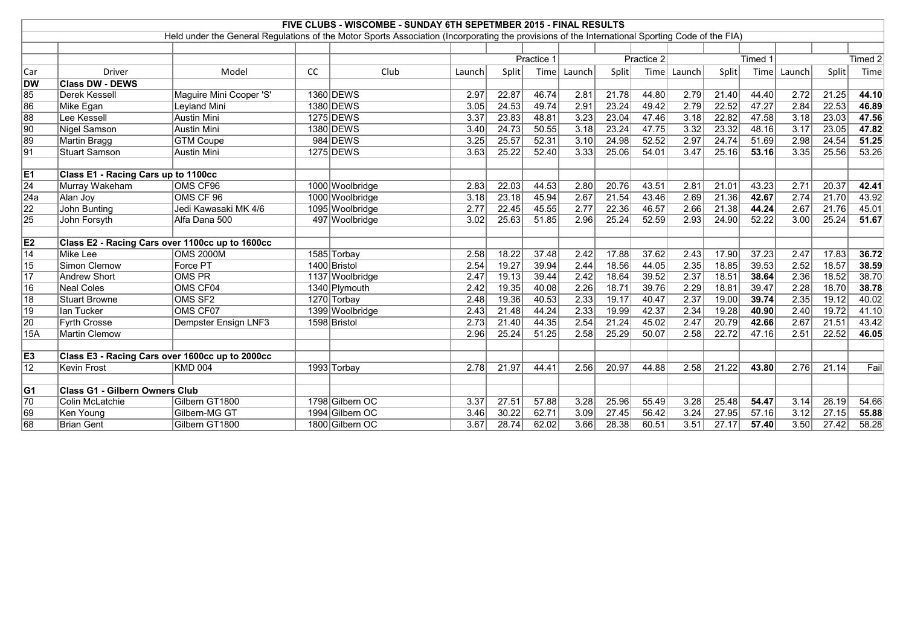# FIVE CLUBS - WISCOMBE - SUNDAY 6TH SEPETMBER 2015 - FINAL RESULTS

Held under the General Regulations of the Motor Sports Association (Incorporating the provisions of the International Sporting Code of the FIA)

| | | | | | Practice 1 | | | Practice 2 | | | Timed 1 | | | Timed 2 | | |
|---|---|---|---|---|---|---|---|---|---|---|---|---|---|---|---|---|
| Car | Driver | Model | CC | Club | Launch | Split | Time | Launch | Split | Time | Launch | Split | Time | Launch | Split | Time |
| **DW** | **Class DW - DEWS** | | | | | | | | | | | | | | | |
| 85 | Derek Kessell | Maguire Mini Cooper 'S' | 1360 | DEWS | 2.97 | 22.87 | 46.74 | 2.81 | 21.78 | 44.80 | 2.79 | 21.40 | 44.40 | 2.72 | 21.25 | **44.10** |
| 86 | Mike Egan | Leyland Mini | 1380 | DEWS | 3.05 | 24.53 | 49.74 | 2.91 | 23.24 | 49.42 | 2.79 | 22.52 | 47.27 | 2.84 | 22.53 | **46.89** |
| 88 | Lee Kessell | Austin Mini | 1275 | DEWS | 3.37 | 23.83 | 48.81 | 3.23 | 23.04 | 47.46 | 3.18 | 22.82 | 47.58 | 3.18 | 23.03 | **47.56** |
| 90 | Nigel Samson | Austin Mini | 1380 | DEWS | 3.40 | 24.73 | 50.55 | 3.18 | 23.24 | 47.75 | 3.32 | 23.32 | 48.16 | 3.17 | 23.05 | **47.82** |
| 89 | Martin Bragg | GTM Coupe | 984 | DEWS | 3.25 | 25.57 | 52.31 | 3.10 | 24.98 | 52.52 | 2.97 | 24.74 | 51.69 | 2.98 | 24.54 | **51.25** |
| 91 | Stuart Samson | Austin Mini | 1275 | DEWS | 3.63 | 25.22 | 52.40 | 3.33 | 25.06 | 54.01 | 3.47 | 25.16 | **53.16** | 3.35 | 25.56 | 53.26 |
| | | | | | | | | | | | | | | | | |
| **E1** | **Class E1 - Racing Cars up to 1100cc** | | | | | | | | | | | | | | | |
| 24 | Murray Wakeham | OMS CF96 | 1000 | Woolbridge | 2.83 | 22.03 | 44.53 | 2.80 | 20.76 | 43.51 | 2.81 | 21.01 | 43.23 | 2.71 | 20.37 | **42.41** |
| 24a | Alan Joy | OMS CF 96 | 1000 | Woolbridge | 3.18 | 23.18 | 45.94 | 2.67 | 21.54 | 43.46 | 2.69 | 21.36 | **42.67** | 2.74 | 21.70 | 43.92 |
| 22 | John Bunting | Jedi Kawasaki MK 4/6 | 1095 | Woolbridge | 2.77 | 22.45 | 45.55 | 2.77 | 22.36 | 46.57 | 2.66 | 21.38 | **44.24** | 2.67 | 21.76 | 45.01 |
| 25 | John Forsyth | Alfa Dana 500 | 497 | Woolbridge | 3.02 | 25.63 | 51.85 | 2.96 | 25.24 | 52.59 | 2.93 | 24.90 | 52.22 | 3.00 | 25.24 | **51.67** |
| | | | | | | | | | | | | | | | | |
| **E2** | **Class E2 - Racing Cars over 1100cc up to 1600cc** | | | | | | | | | | | | | | | |
| 14 | Mike Lee | OMS 2000M | 1585 | Torbay | 2.58 | 18.22 | 37.48 | 2.42 | 17.88 | 37.62 | 2.43 | 17.90 | 37.23 | 2.47 | 17.83 | **36.72** |
| 15 | Simon Clemow | Force PT | 1400 | Bristol | 2.54 | 19.27 | 39.94 | 2.44 | 18.56 | 44.05 | 2.35 | 18.85 | 39.53 | 2.52 | 18.57 | **38.59** |
| 17 | Andrew Short | OMS PR | 1137 | Woolbridge | 2.47 | 19.13 | 39.44 | 2.42 | 18.64 | 39.52 | 2.37 | 18.51 | **38.64** | 2.36 | 18.52 | 38.70 |
| 16 | Neal Coles | OMS CF04 | 1340 | Plymouth | 2.42 | 19.35 | 40.08 | 2.26 | 18.71 | 39.76 | 2.29 | 18.81 | 39.47 | 2.28 | 18.70 | **38.78** |
| 18 | Stuart Browne | OMS SF2 | 1270 | Torbay | 2.48 | 19.36 | 40.53 | 2.33 | 19.17 | 40.47 | 2.37 | 19.00 | **39.74** | 2.35 | 19.12 | 40.02 |
| 19 | Ian Tucker | OMS CF07 | 1399 | Woolbridge | 2.43 | 21.48 | 44.24 | 2.33 | 19.99 | 42.37 | 2.34 | 19.28 | **40.90** | 2.40 | 19.72 | 41.10 |
| 20 | Fyrth Crosse | Dempster Ensign LNF3 | 1598 | Bristol | 2.73 | 21.40 | 44.35 | 2.54 | 21.24 | 45.02 | 2.47 | 20.79 | **42.66** | 2.67 | 21.51 | 43.42 |
| 15A | Martin Clemow | | | | 2.96 | 25.24 | 51.25 | 2.58 | 25.29 | 50.07 | 2.58 | 22.72 | 47.16 | 2.51 | 22.52 | **46.05** |
| | | | | | | | | | | | | | | | | |
| **E3** | **Class E3 - Racing Cars over 1600cc up to 2000cc** | | | | | | | | | | | | | | | |
| 12 | Kevin Frost | KMD 004 | 1993 | Torbay | 2.78 | 21.97 | 44.41 | 2.56 | 20.97 | 44.88 | 2.58 | 21.22 | **43.80** | 2.76 | 21.14 | Fail |
| | | | | | | | | | | | | | | | | |
| **G1** | **Class G1 - Gilbern Owners Club** | | | | | | | | | | | | | | | |
| 70 | Colin McLatchie | Gilbern GT1800 | 1798 | Gilbern OC | 3.37 | 27.51 | 57.88 | 3.28 | 25.96 | 55.49 | 3.28 | 25.48 | **54.47** | 3.14 | 26.19 | 54.66 |
| 69 | Ken Young | Gilbern-MG GT | 1994 | Gilbern OC | 3.46 | 30.22 | 62.71 | 3.09 | 27.45 | 56.42 | 3.24 | 27.95 | 57.16 | 3.12 | 27.15 | **55.88** |
| 68 | Brian Gent | Gilbern GT1800 | 1800 | Gilbern OC | 3.67 | 28.74 | 62.02 | 3.66 | 28.38 | 60.51 | 3.51 | 27.17 | **57.40** | 3.50 | 27.42 | 58.28 |